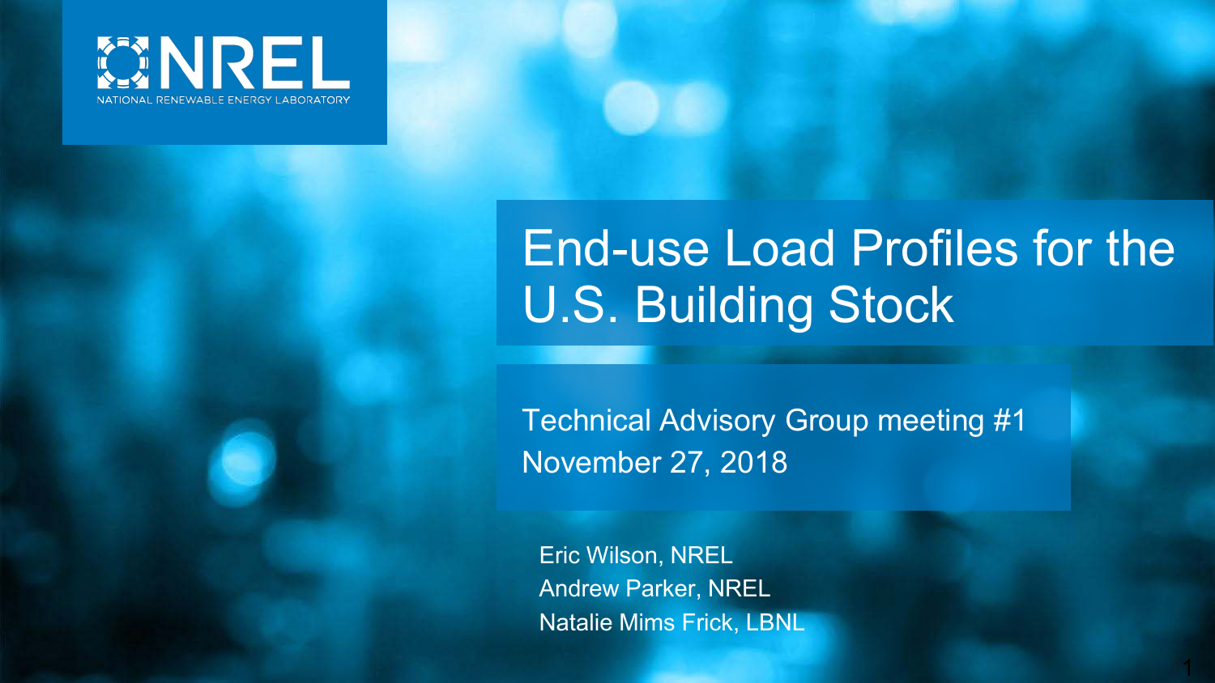# End-use Load Profiles for the U.S. Building Stock

Technical Advisory Group meeting #1

November 27, 2018

Eric Wilson, NREL

Andrew Parker, NREL

Natalie Mims Frick, LBNL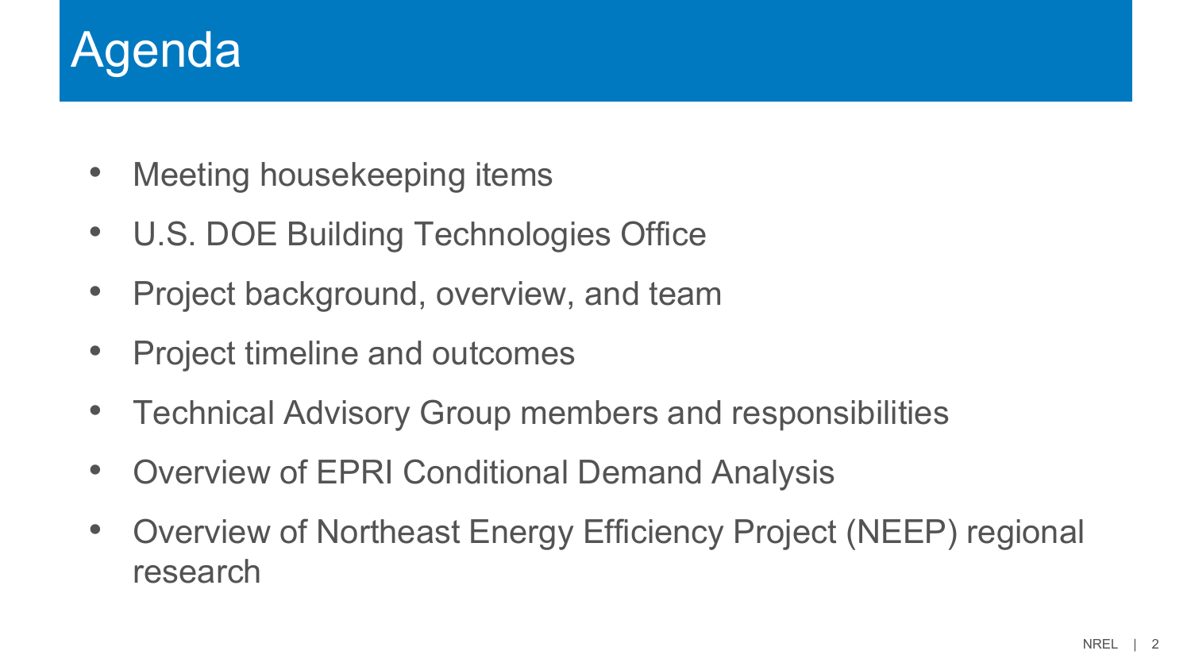# Agenda

- Meeting housekeeping items
- U.S. DOE Building Technologies Office
- Project background, overview, and team
- Project timeline and outcomes
- Technical Advisory Group members and responsibilities
- Overview of EPRI Conditional Demand Analysis
- Overview of Northeast Energy Efficiency Project (NEEP) regional research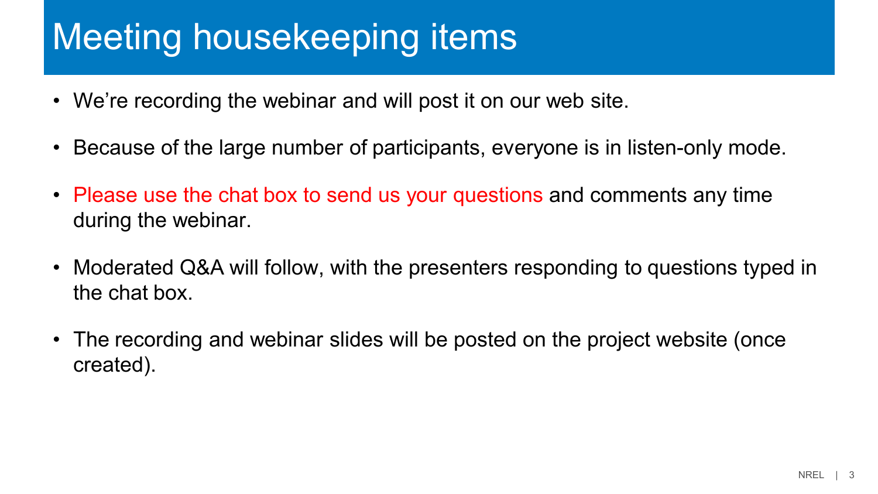# Meeting housekeeping items

- We're recording the webinar and will post it on our web site.
- Because of the large number of participants, everyone is in listen-only mode.
- Please use the chat box to send us your questions and comments any time during the webinar.
- Moderated Q&A will follow, with the presenters responding to questions typed in the chat box.
- The recording and webinar slides will be posted on the project website (once created).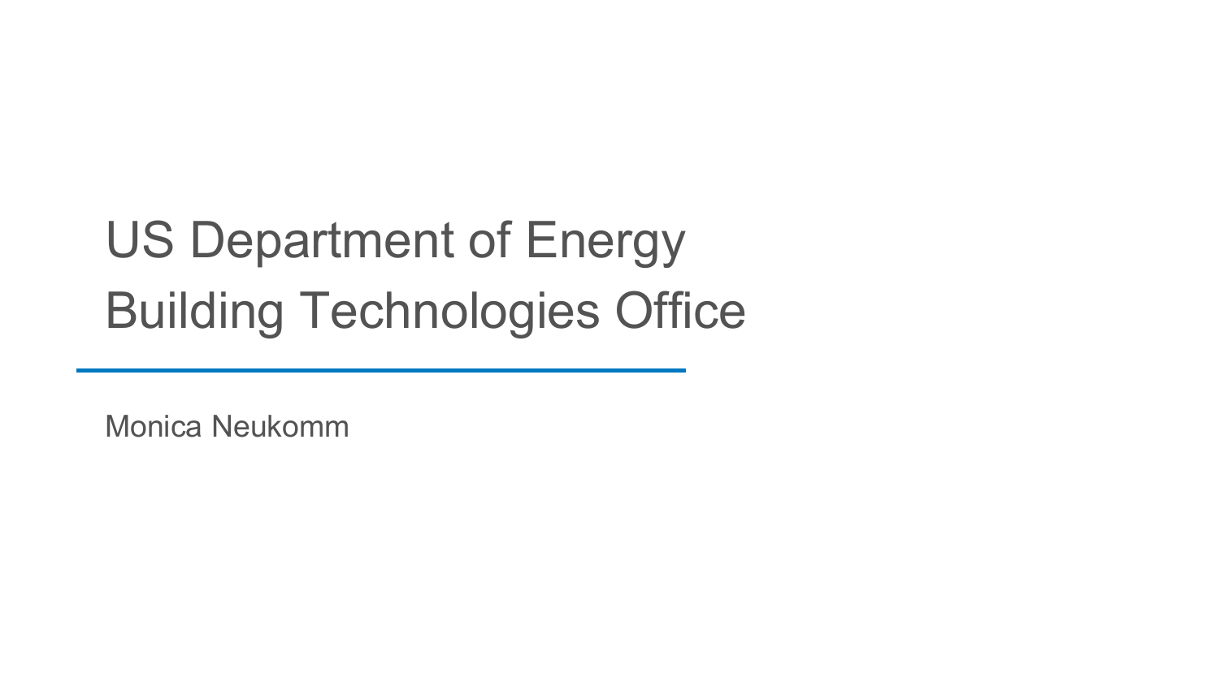# US Department of Energy Building Technologies Office

Monica Neukomm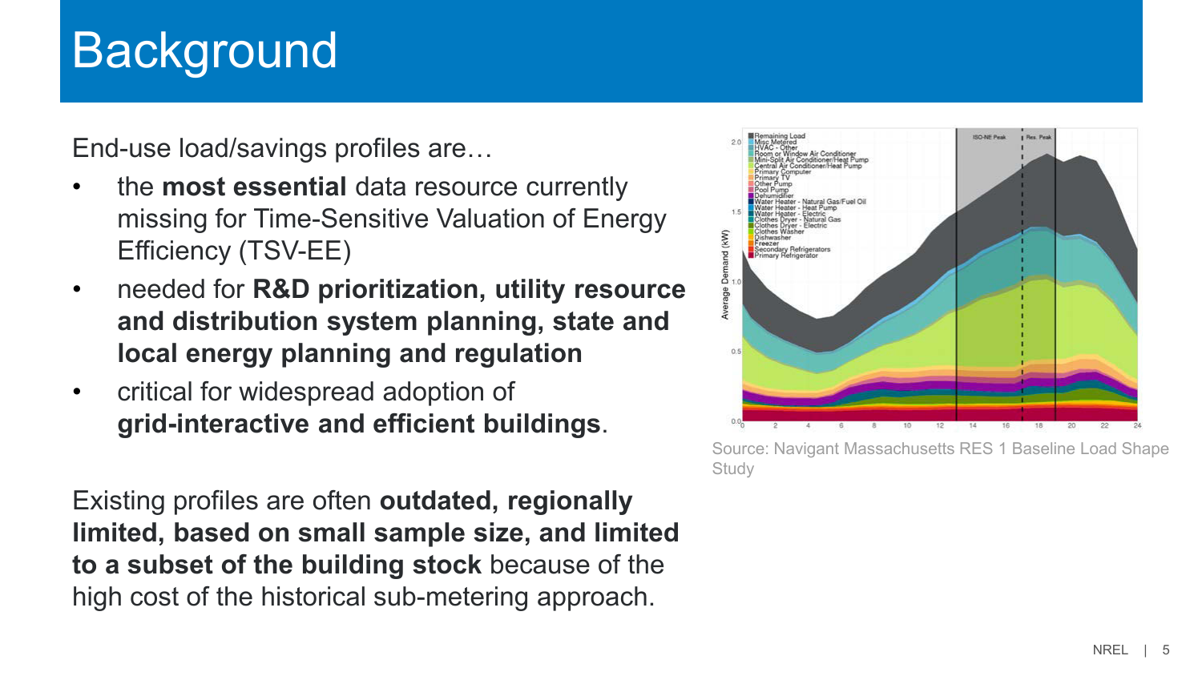# Background

End-use load/savings profiles are…

- the **most essential** data resource currently missing for Time-Sensitive Valuation of Energy Efficiency (TSV-EE)
- needed for **R&D prioritization, utility resource and distribution system planning, state and local energy planning and regulation**
- critical for widespread adoption of **grid-interactive and efficient buildings**.

Existing profiles are often **outdated, regionally limited, based on small sample size, and limited to a subset of the building stock** because of the high cost of the historical sub-metering approach.

Source: Navigant Massachusetts RES 1 Baseline Load Shape Study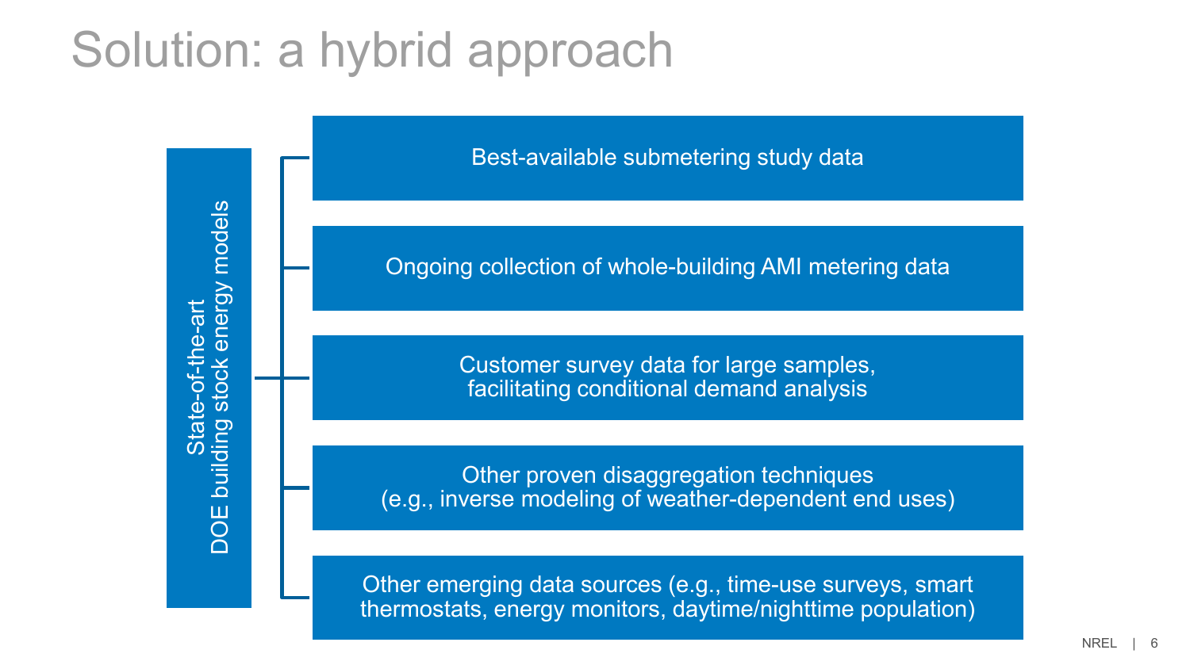# Solution: a hybrid approach

State-of-the-art DOE building stock energy models

- Best-available submetering study data
- Ongoing collection of whole-building AMI metering data
- Customer survey data for large samples, facilitating conditional demand analysis
- Other proven disaggregation techniques (e.g., inverse modeling of weather-dependent end uses)
- Other emerging data sources (e.g., time-use surveys, smart thermostats, energy monitors, daytime/nighttime population)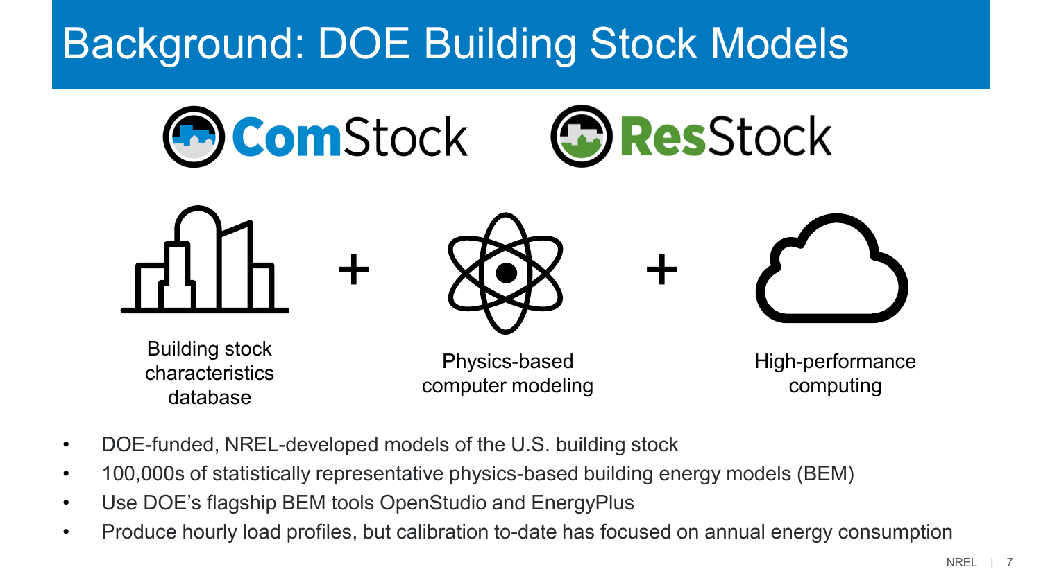# Background: DOE Building Stock Models

ComStock    ResStock

Building stock characteristics database + Physics-based computer modeling + High-performance computing

- DOE-funded, NREL-developed models of the U.S. building stock
- 100,000s of statistically representative physics-based building energy models (BEM)
- Use DOE's flagship BEM tools OpenStudio and EnergyPlus
- Produce hourly load profiles, but calibration to-date has focused on annual energy consumption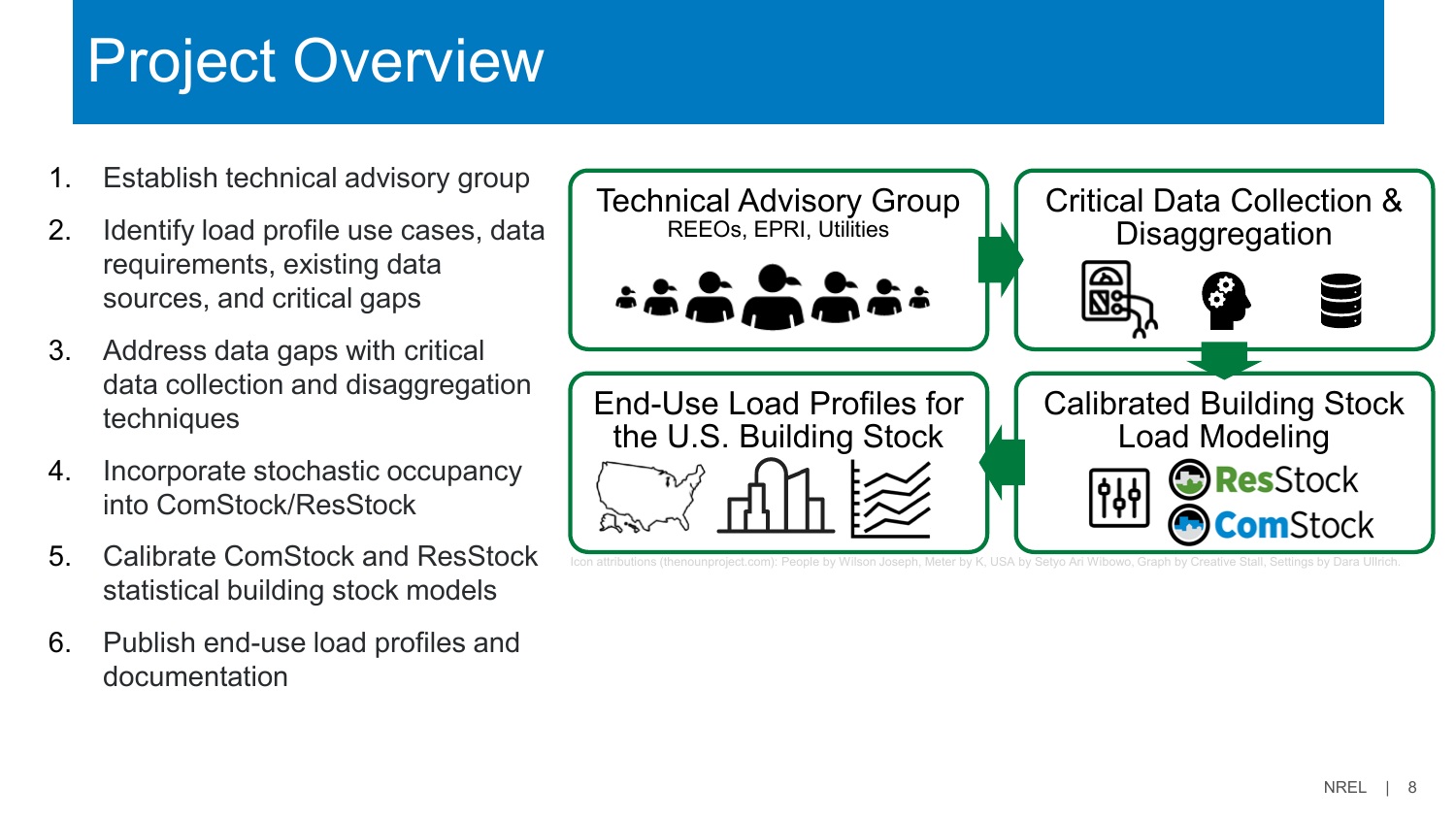# Project Overview

1. Establish technical advisory group
2. Identify load profile use cases, data requirements, existing data sources, and critical gaps
3. Address data gaps with critical data collection and disaggregation techniques
4. Incorporate stochastic occupancy into ComStock/ResStock
5. Calibrate ComStock and ResStock statistical building stock models
6. Publish end-use load profiles and documentation

**Technical Advisory Group**
REEOs, EPRI, Utilities

**Critical Data Collection & Disaggregation**

**Calibrated Building Stock Load Modeling**
ResStock
ComStock

**End-Use Load Profiles for the U.S. Building Stock**

Icon attributions (thenounproject.com): People by Wilson Joseph, Meter by K, USA by Setyo Ari Wibowo, Graph by Creative Stall, Settings by Dara Ullrich.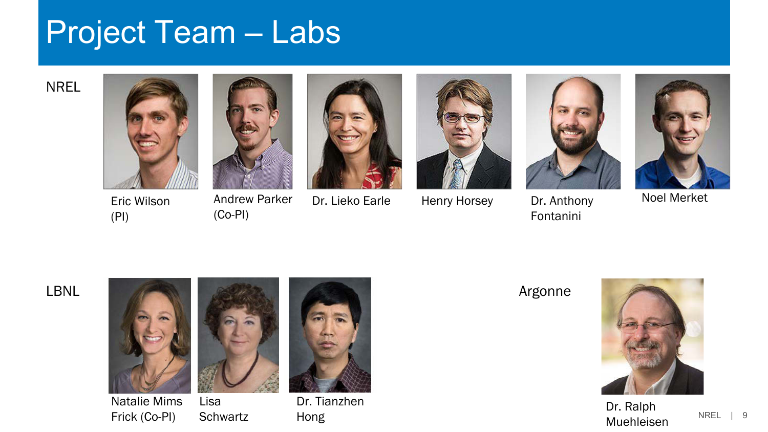# Project Team – Labs

**NREL**

- Eric Wilson (PI)
- Andrew Parker (Co-PI)
- Dr. Lieko Earle
- Henry Horsey
- Dr. Anthony Fontanini
- Noel Merket

**LBNL**

- Natalie Mims Frick (Co-PI)
- Lisa Schwartz
- Dr. Tianzhen Hong

**Argonne**

- Dr. Ralph Muehleisen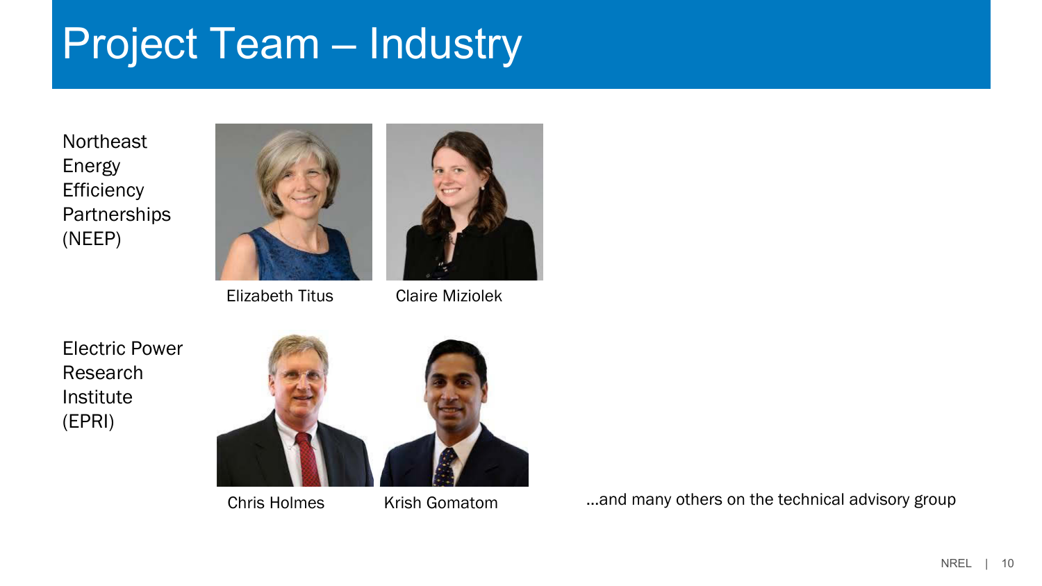# Project Team – Industry

Northeast Energy Efficiency Partnerships (NEEP)

Elizabeth Titus

Claire Miziolek

Electric Power Research Institute (EPRI)

Chris Holmes

Krish Gomatom

...and many others on the technical advisory group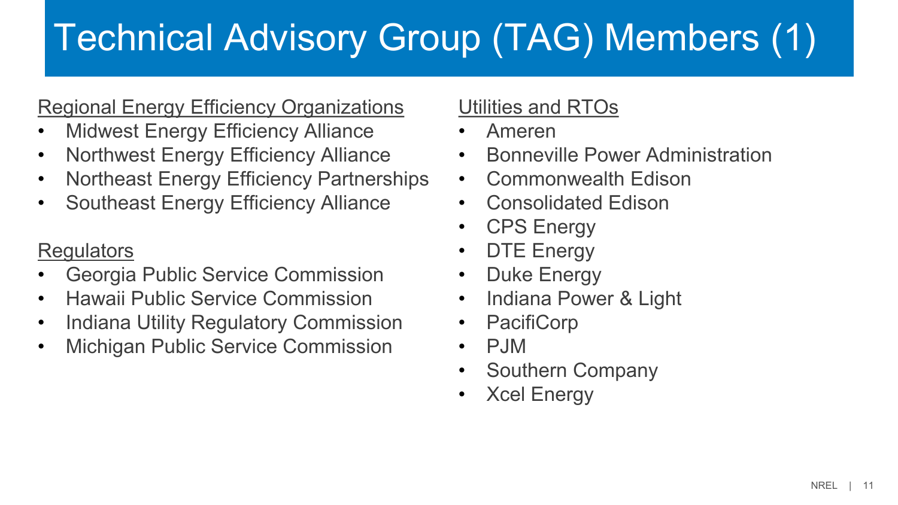# Technical Advisory Group (TAG) Members (1)

Regional Energy Efficiency Organizations

- Midwest Energy Efficiency Alliance
- Northwest Energy Efficiency Alliance
- Northeast Energy Efficiency Partnerships
- Southeast Energy Efficiency Alliance

Regulators

- Georgia Public Service Commission
- Hawaii Public Service Commission
- Indiana Utility Regulatory Commission
- Michigan Public Service Commission

Utilities and RTOs

- Ameren
- Bonneville Power Administration
- Commonwealth Edison
- Consolidated Edison
- CPS Energy
- DTE Energy
- Duke Energy
- Indiana Power & Light
- PacifiCorp
- PJM
- Southern Company
- Xcel Energy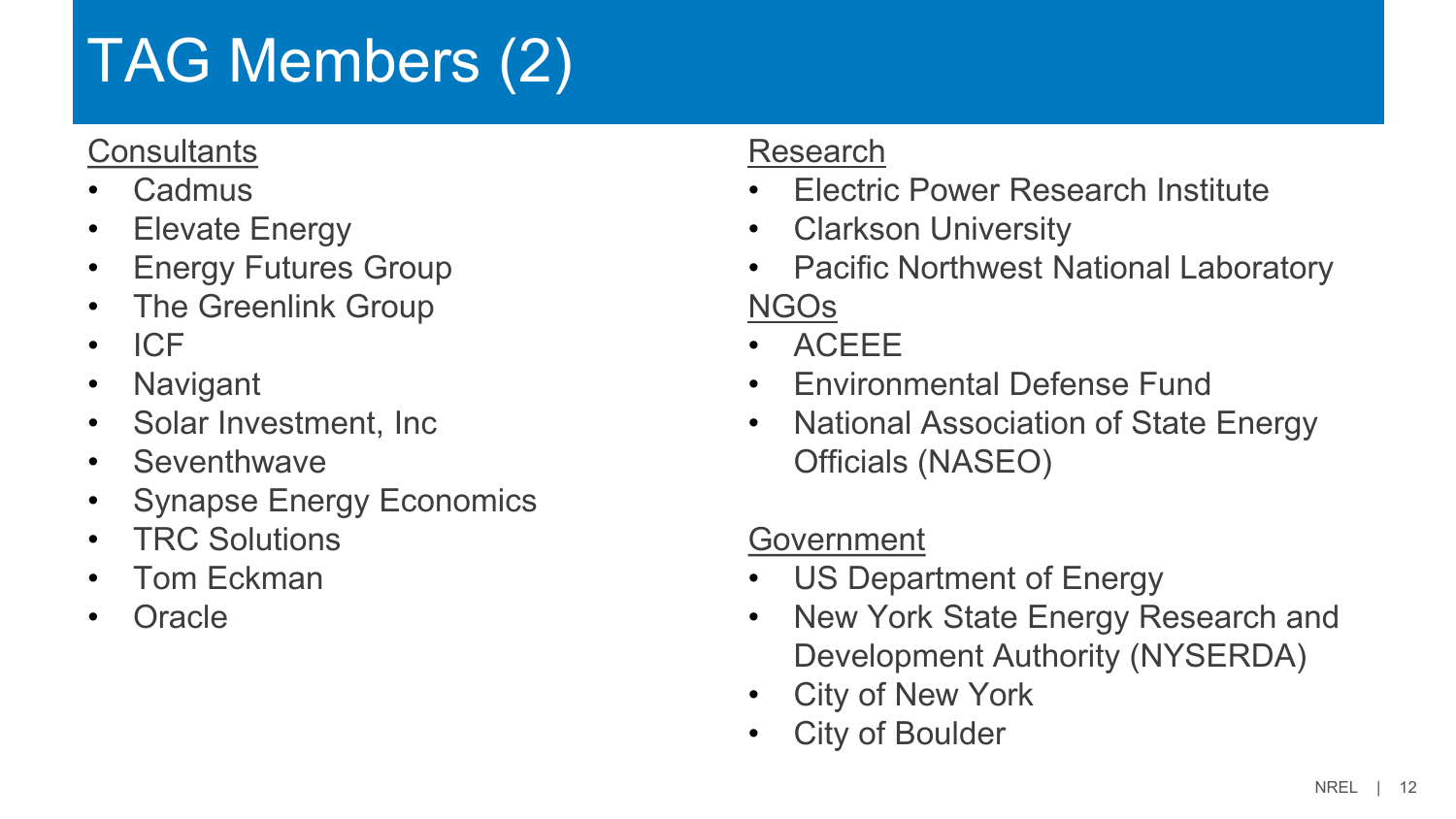# TAG Members (2)

Consultants

- Cadmus
- Elevate Energy
- Energy Futures Group
- The Greenlink Group
- ICF
- Navigant
- Solar Investment, Inc
- Seventhwave
- Synapse Energy Economics
- TRC Solutions
- Tom Eckman
- Oracle

Research

- Electric Power Research Institute
- Clarkson University
- Pacific Northwest National Laboratory

NGOs

- ACEEE
- Environmental Defense Fund
- National Association of State Energy Officials (NASEO)

Government

- US Department of Energy
- New York State Energy Research and Development Authority (NYSERDA)
- City of New York
- City of Boulder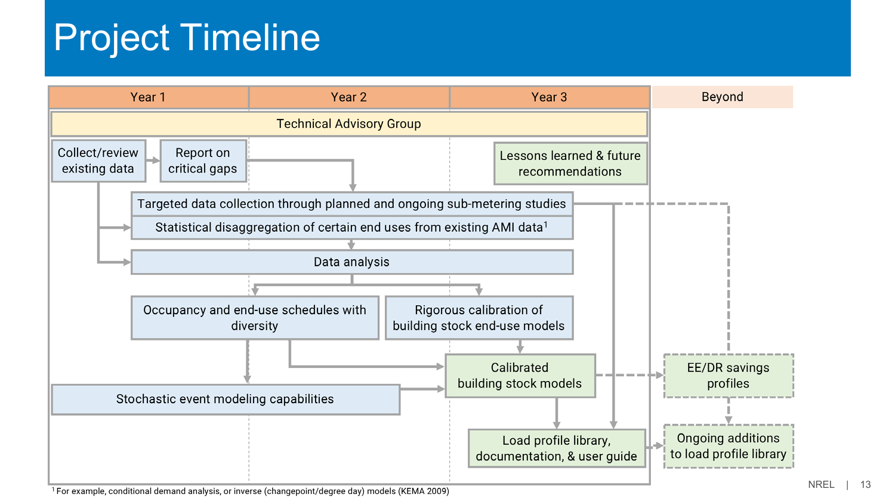# Project Timeline

| Year 1 | Year 2 | Year 3 | Beyond |
|---|---|---|---|

Technical Advisory Group

Collect/review existing data

Report on critical gaps

Lessons learned & future recommendations

Targeted data collection through planned and ongoing sub-metering studies

Statistical disaggregation of certain end uses from existing AMI data[1]

Data analysis

Occupancy and end-use schedules with diversity

Rigorous calibration of building stock end-use models

Calibrated building stock models

EE/DR savings profiles

Stochastic event modeling capabilities

Load profile library, documentation, & user guide

Ongoing additions to load profile library

[1] For example, conditional demand analysis, or inverse (changepoint/degree day) models (KEMA 2009)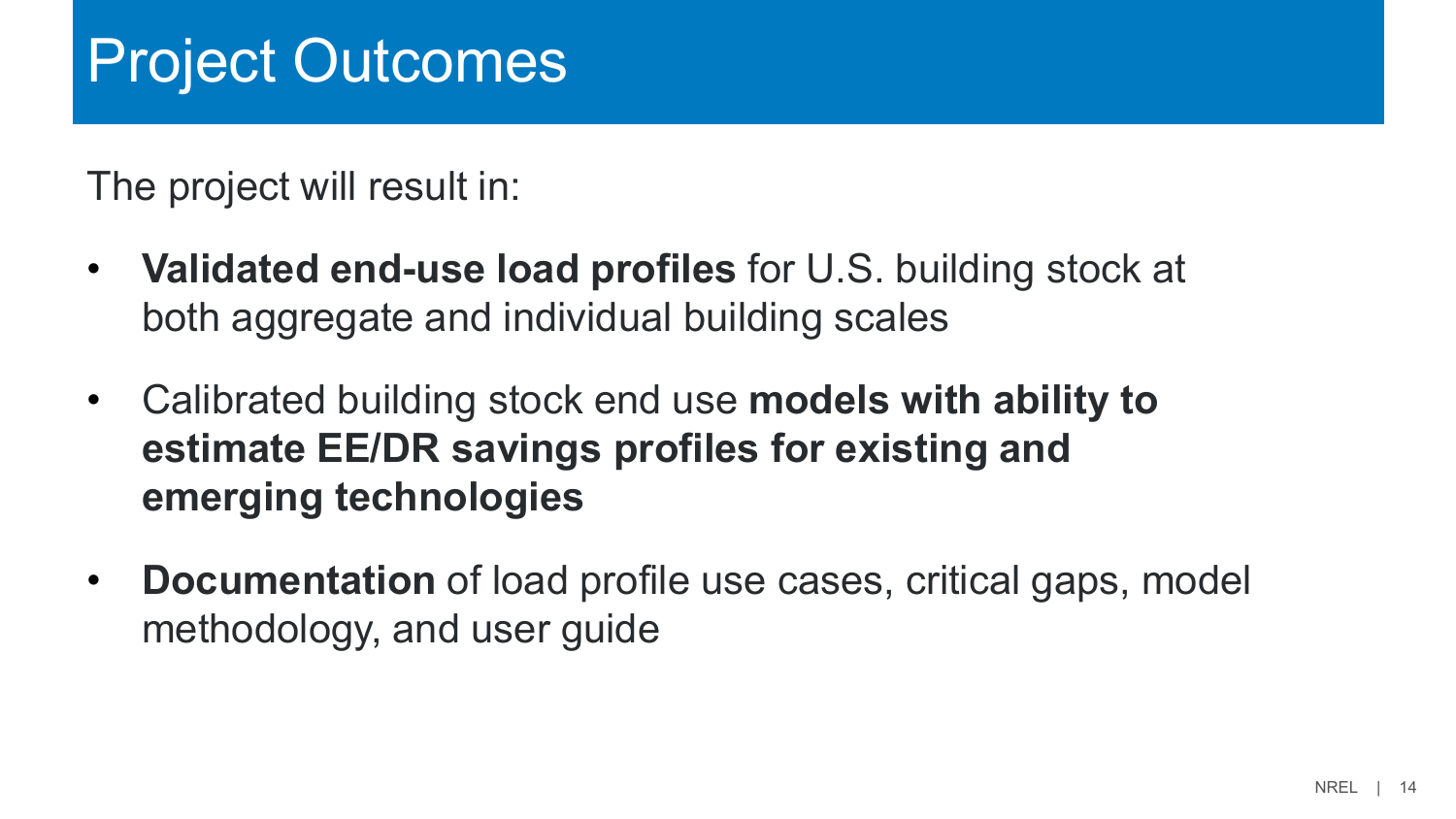# Project Outcomes

The project will result in:

- **Validated end-use load profiles** for U.S. building stock at both aggregate and individual building scales
- Calibrated building stock end use **models with ability to estimate EE/DR savings profiles for existing and emerging technologies**
- **Documentation** of load profile use cases, critical gaps, model methodology, and user guide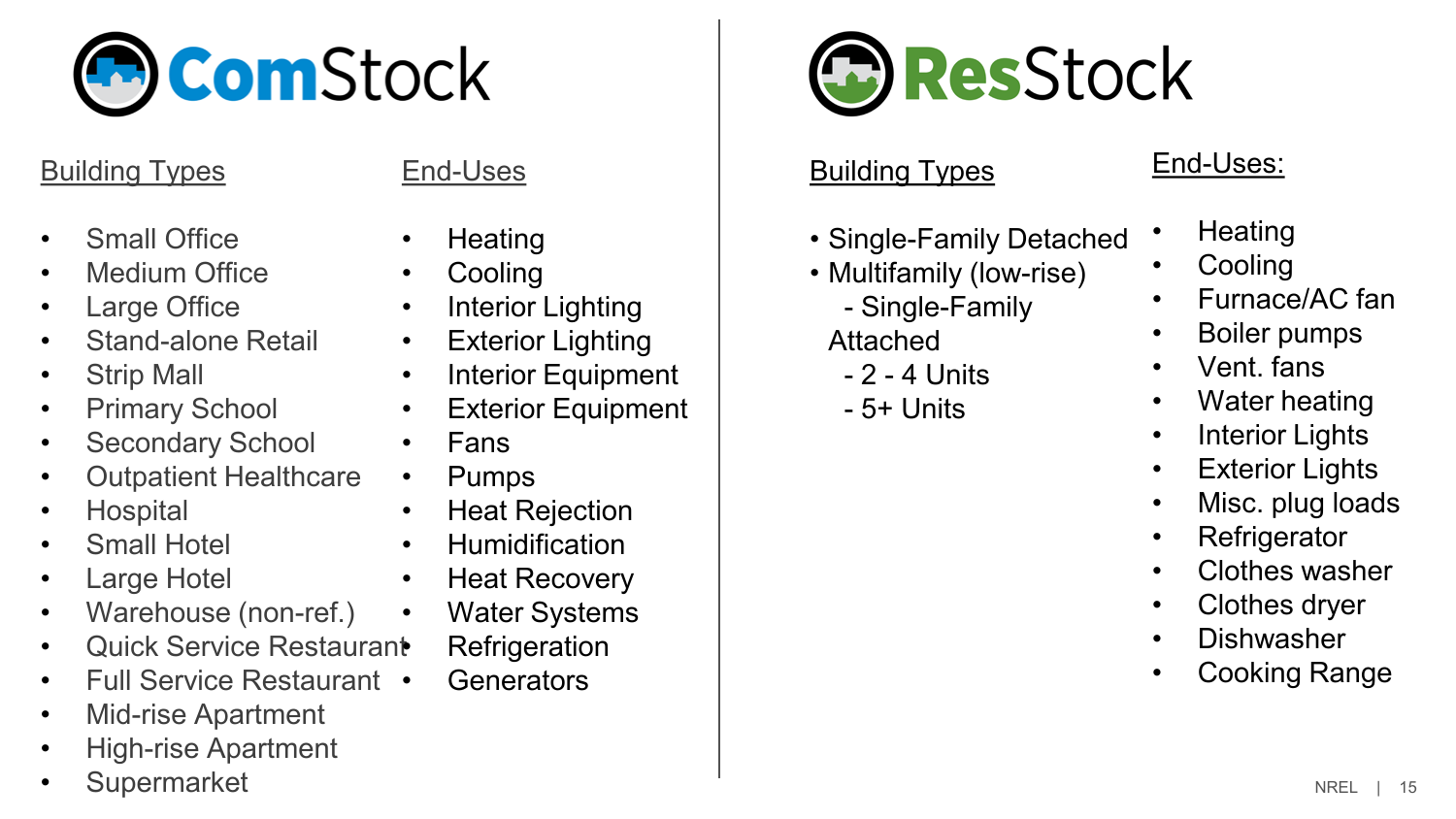# ComStock

## Building Types

- Small Office
- Medium Office
- Large Office
- Stand-alone Retail
- Strip Mall
- Primary School
- Secondary School
- Outpatient Healthcare
- Hospital
- Small Hotel
- Large Hotel
- Warehouse (non-ref.)
- Quick Service Restaurant
- Full Service Restaurant
- Mid-rise Apartment
- High-rise Apartment
- Supermarket

## End-Uses

- Heating
- Cooling
- Interior Lighting
- Exterior Lighting
- Interior Equipment
- Exterior Equipment
- Fans
- Pumps
- Heat Rejection
- Humidification
- Heat Recovery
- Water Systems
- Refrigeration
- Generators

# ResStock

## Building Types

- Single-Family Detached
- Multifamily (low-rise)
  - Single-Family Attached
  - 2 - 4 Units
  - 5+ Units

## End-Uses:

- Heating
- Cooling
- Furnace/AC fan
- Boiler pumps
- Vent. fans
- Water heating
- Interior Lights
- Exterior Lights
- Misc. plug loads
- Refrigerator
- Clothes washer
- Clothes dryer
- Dishwasher
- Cooking Range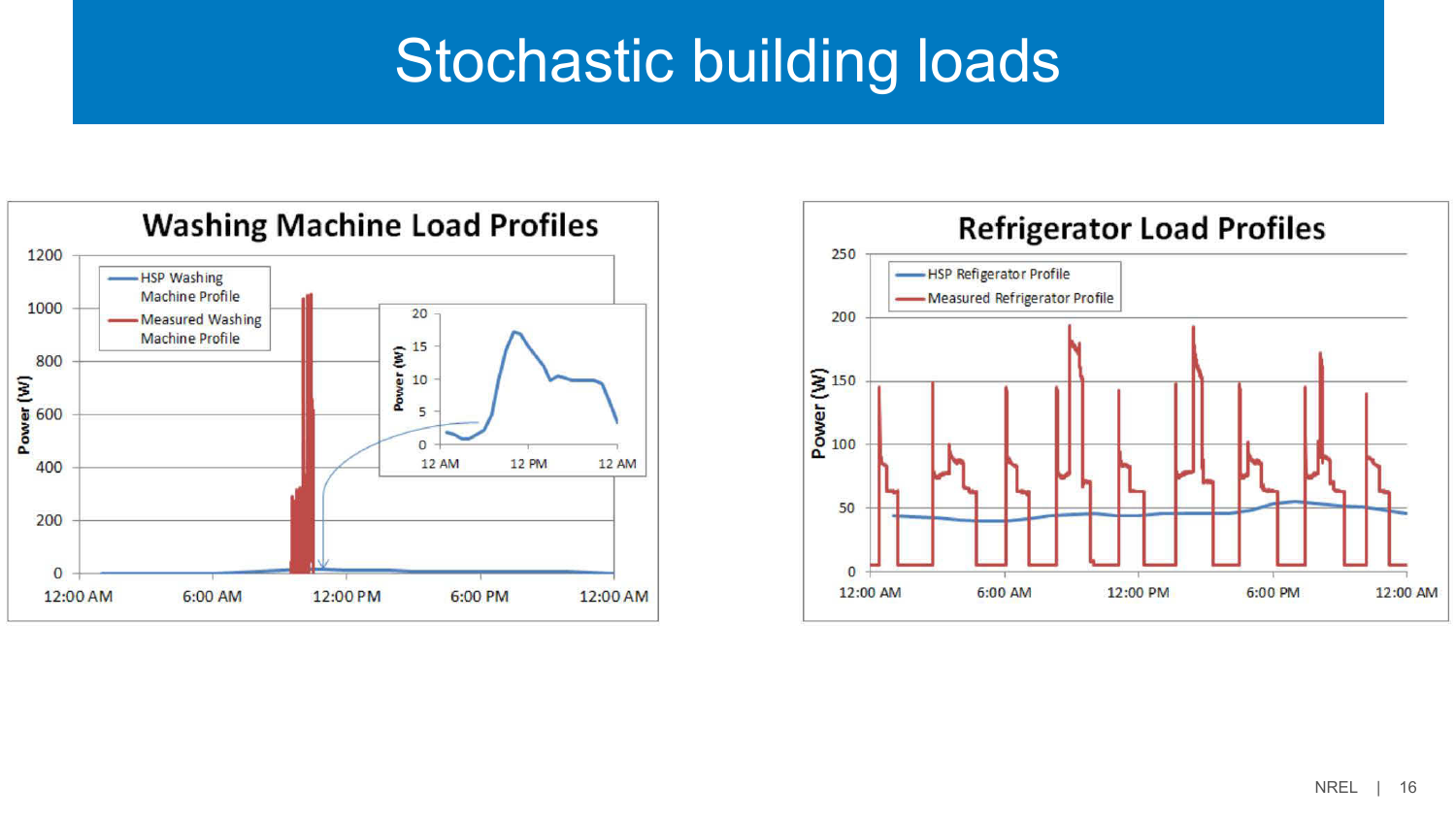# Stochastic building loads

**Washing Machine Load Profiles**

- HSP Washing Machine Profile
- Measured Washing Machine Profile

Power (W): 0, 200, 400, 600, 800, 1000, 1200

Time: 12:00 AM, 6:00 AM, 12:00 PM, 6:00 PM, 12:00 AM

Inset — Power (W): 0, 5, 10, 15, 20; Time: 12 AM, 12 PM, 12 AM

**Refrigerator Load Profiles**

- HSP Refigerator Profile
- Measured Refrigerator Profile

Power (W): 0, 50, 100, 150, 200, 250

Time: 12:00 AM, 6:00 AM, 12:00 PM, 6:00 PM, 12:00 AM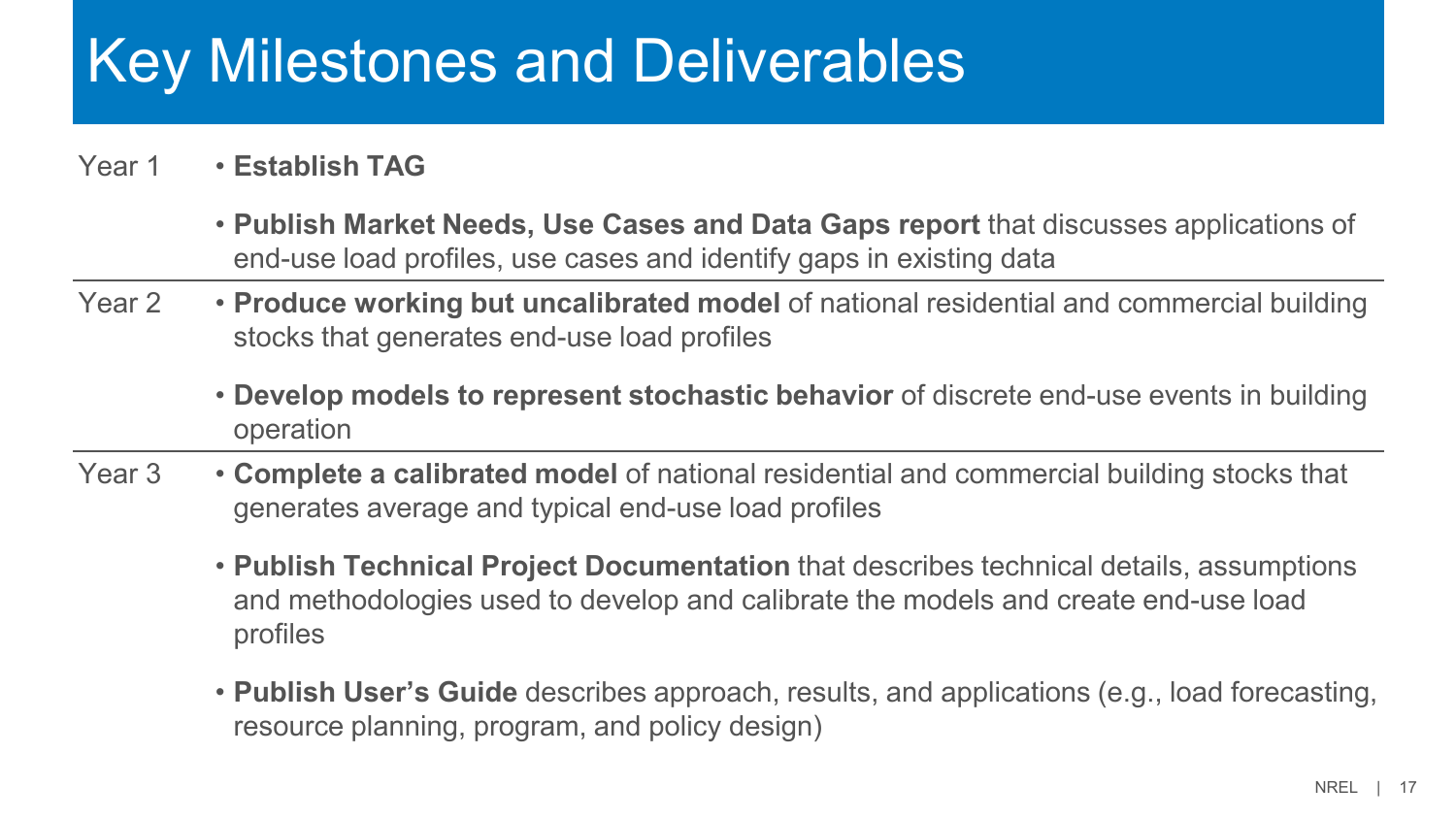# Key Milestones and Deliverables

**Year 1**

- **Establish TAG**
- **Publish Market Needs, Use Cases and Data Gaps report** that discusses applications of end-use load profiles, use cases and identify gaps in existing data

**Year 2**

- **Produce working but uncalibrated model** of national residential and commercial building stocks that generates end-use load profiles
- **Develop models to represent stochastic behavior** of discrete end-use events in building operation

**Year 3**

- **Complete a calibrated model** of national residential and commercial building stocks that generates average and typical end-use load profiles
- **Publish Technical Project Documentation** that describes technical details, assumptions and methodologies used to develop and calibrate the models and create end-use load profiles
- **Publish User's Guide** describes approach, results, and applications (e.g., load forecasting, resource planning, program, and policy design)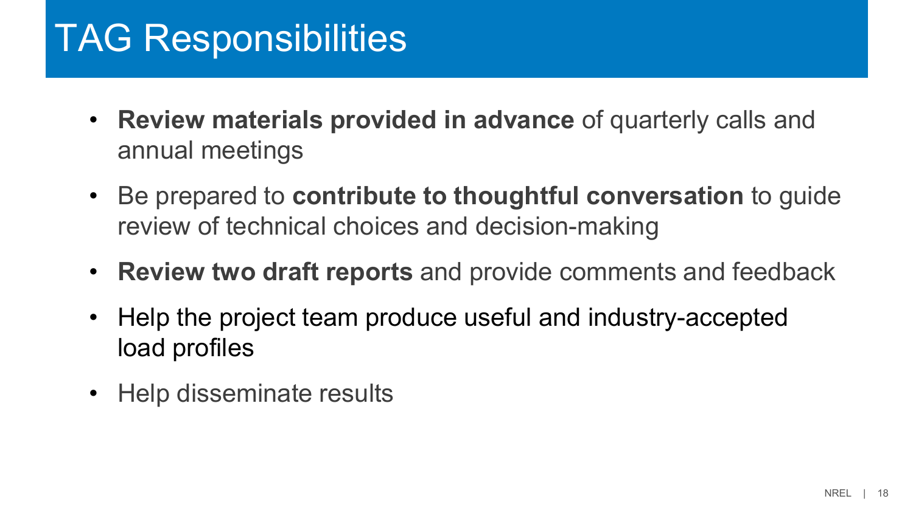# TAG Responsibilities

- **Review materials provided in advance** of quarterly calls and annual meetings
- Be prepared to **contribute to thoughtful conversation** to guide review of technical choices and decision-making
- **Review two draft reports** and provide comments and feedback
- Help the project team produce useful and industry-accepted load profiles
- Help disseminate results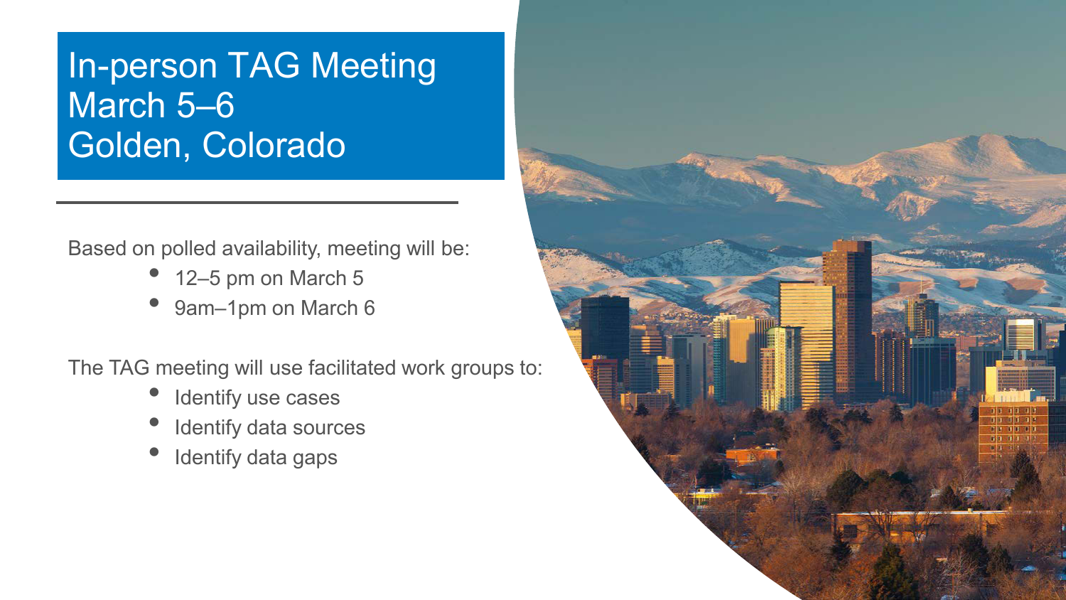# In-person TAG Meeting
# March 5–6
# Golden, Colorado

Based on polled availability, meeting will be:

- 12–5 pm on March 5
- 9am–1pm on March 6

The TAG meeting will use facilitated work groups to:

- Identify use cases
- Identify data sources
- Identify data gaps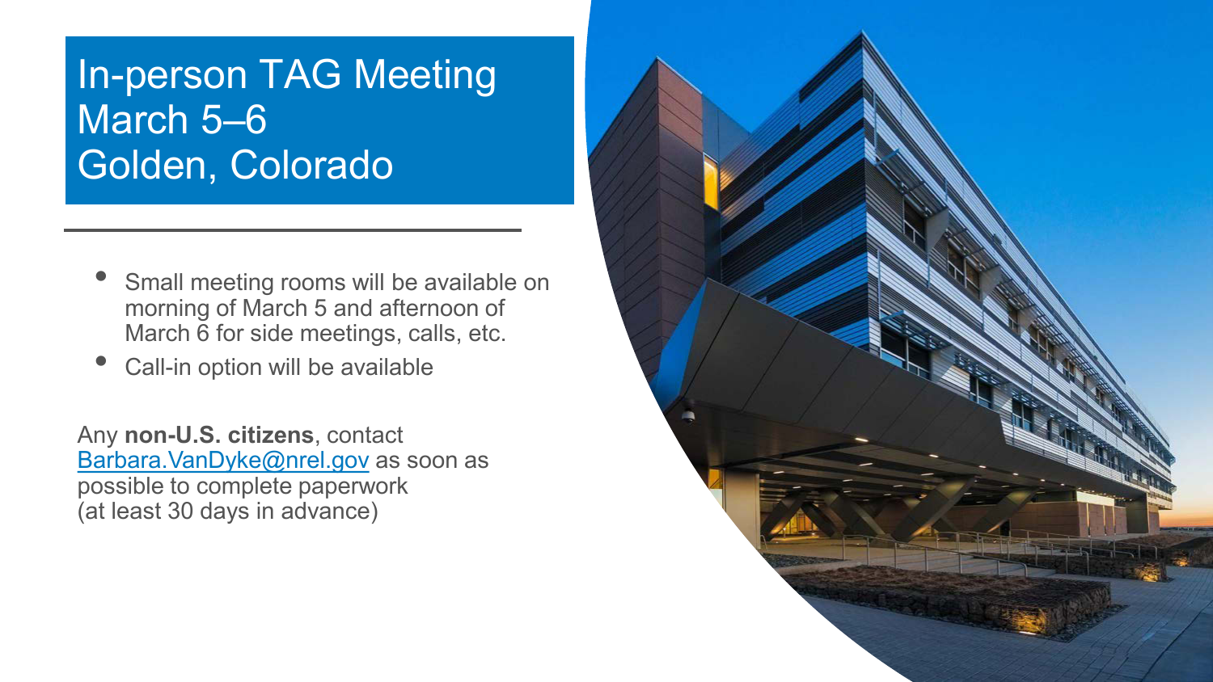# In-person TAG Meeting
# March 5–6
# Golden, Colorado

- Small meeting rooms will be available on morning of March 5 and afternoon of March 6 for side meetings, calls, etc.
- Call-in option will be available

Any **non-U.S. citizens**, contact [Barbara.VanDyke@nrel.gov](mailto:Barbara.VanDyke@nrel.gov) as soon as possible to complete paperwork (at least 30 days in advance)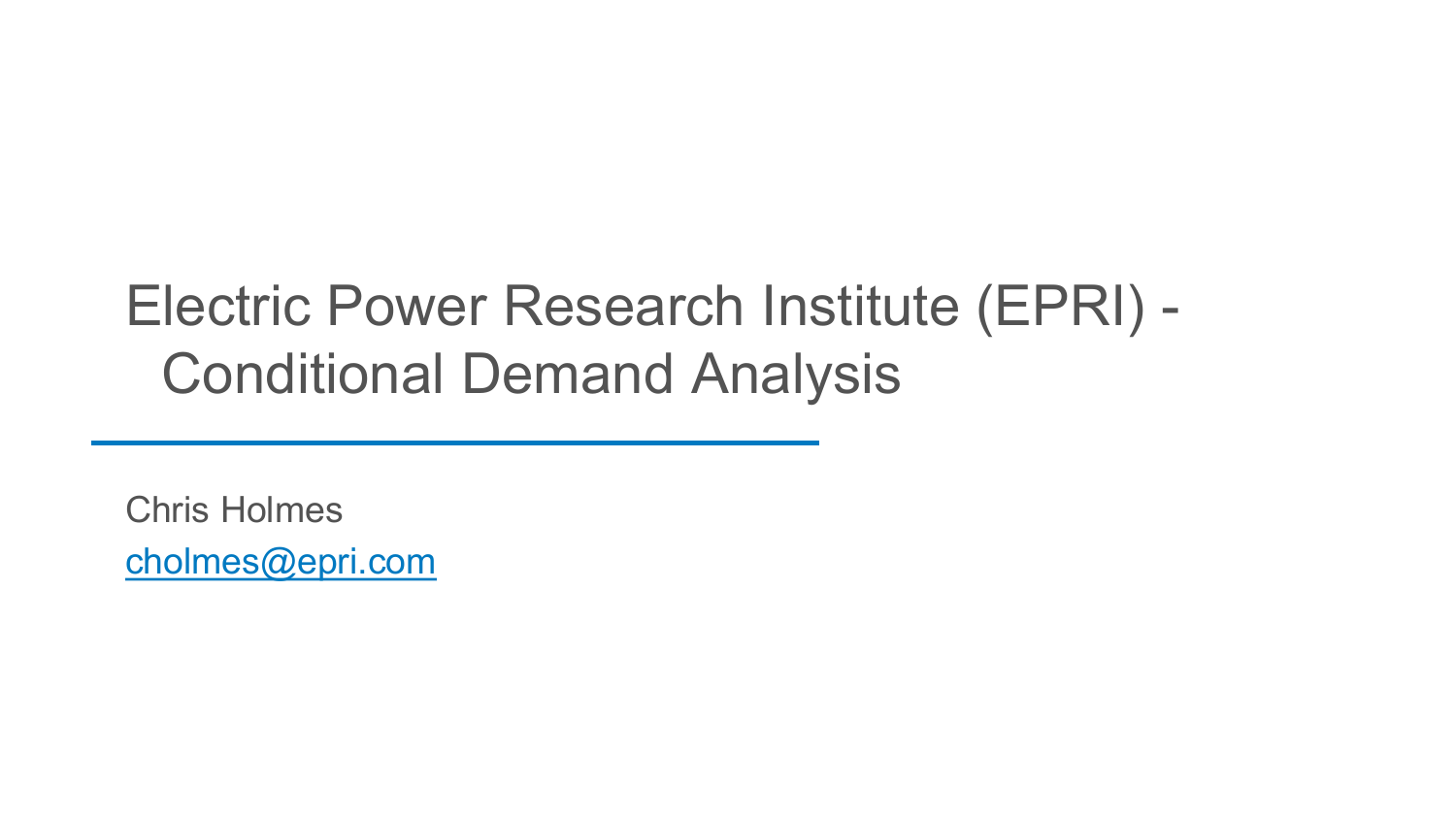# Electric Power Research Institute (EPRI) - Conditional Demand Analysis

Chris Holmes

[cholmes@epri.com](mailto:cholmes@epri.com)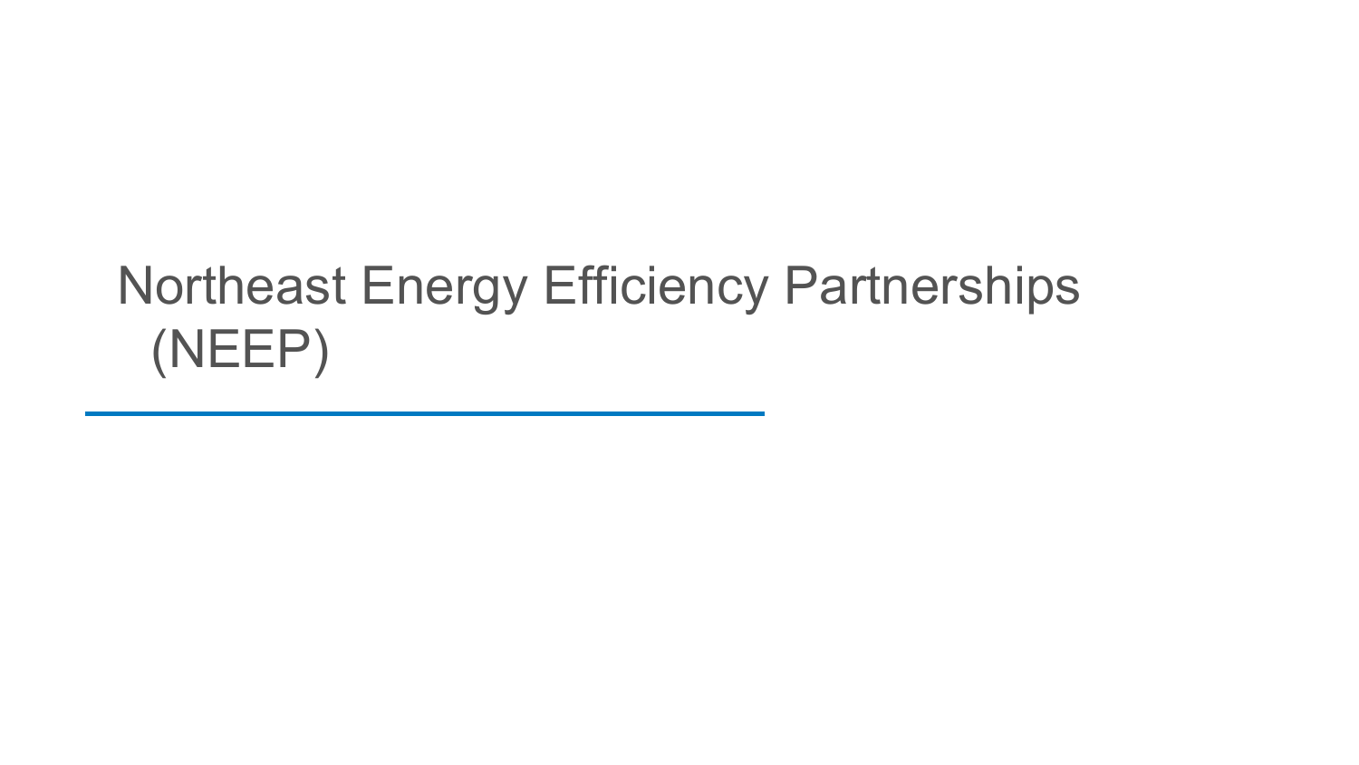# Northeast Energy Efficiency Partnerships (NEEP)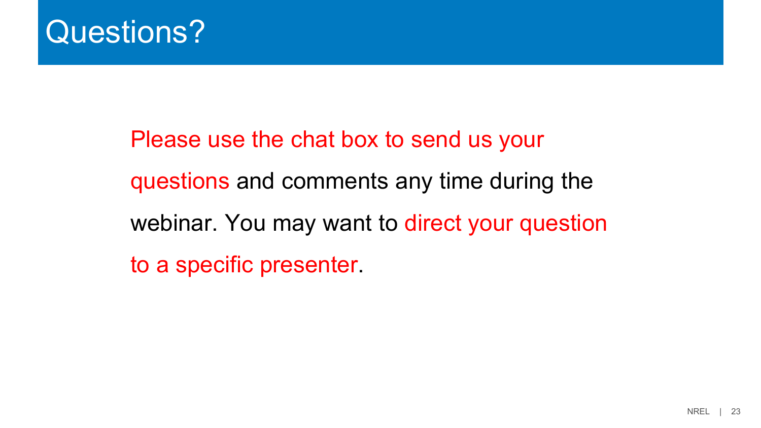# Questions?

Please use the chat box to send us your questions and comments any time during the webinar. You may want to direct your question to a specific presenter.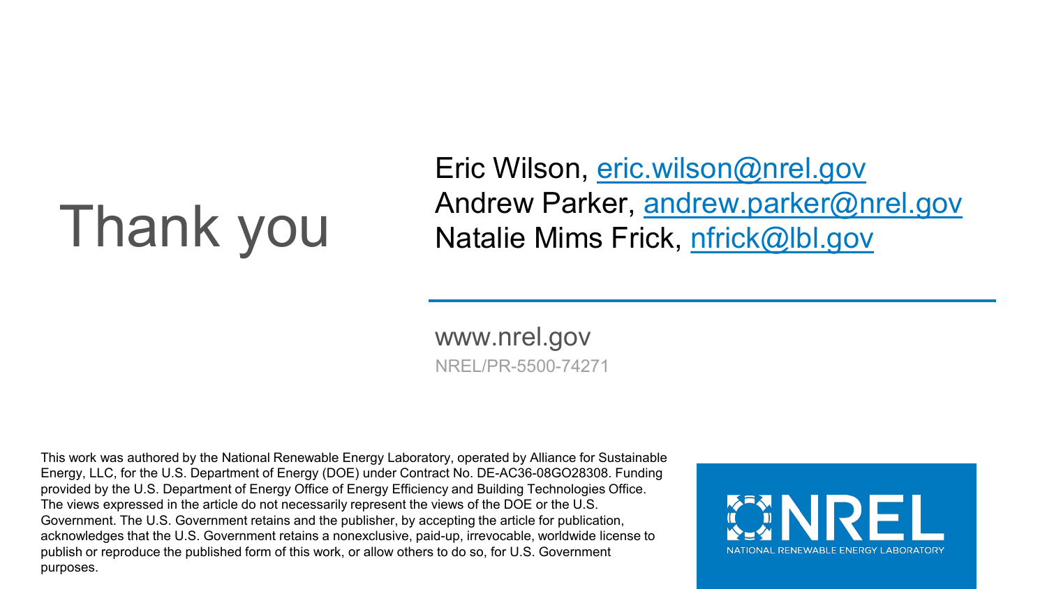# Thank you

Eric Wilson, eric.wilson@nrel.gov
Andrew Parker, andrew.parker@nrel.gov
Natalie Mims Frick, nfrick@lbl.gov

www.nrel.gov

NREL/PR-5500-74271

This work was authored by the National Renewable Energy Laboratory, operated by Alliance for Sustainable Energy, LLC, for the U.S. Department of Energy (DOE) under Contract No. DE-AC36-08GO28308. Funding provided by the U.S. Department of Energy Office of Energy Efficiency and Building Technologies Office. The views expressed in the article do not necessarily represent the views of the DOE or the U.S. Government. The U.S. Government retains and the publisher, by accepting the article for publication, acknowledges that the U.S. Government retains a nonexclusive, paid-up, irrevocable, worldwide license to publish or reproduce the published form of this work, or allow others to do so, for U.S. Government purposes.

NREL
NATIONAL RENEWABLE ENERGY LABORATORY